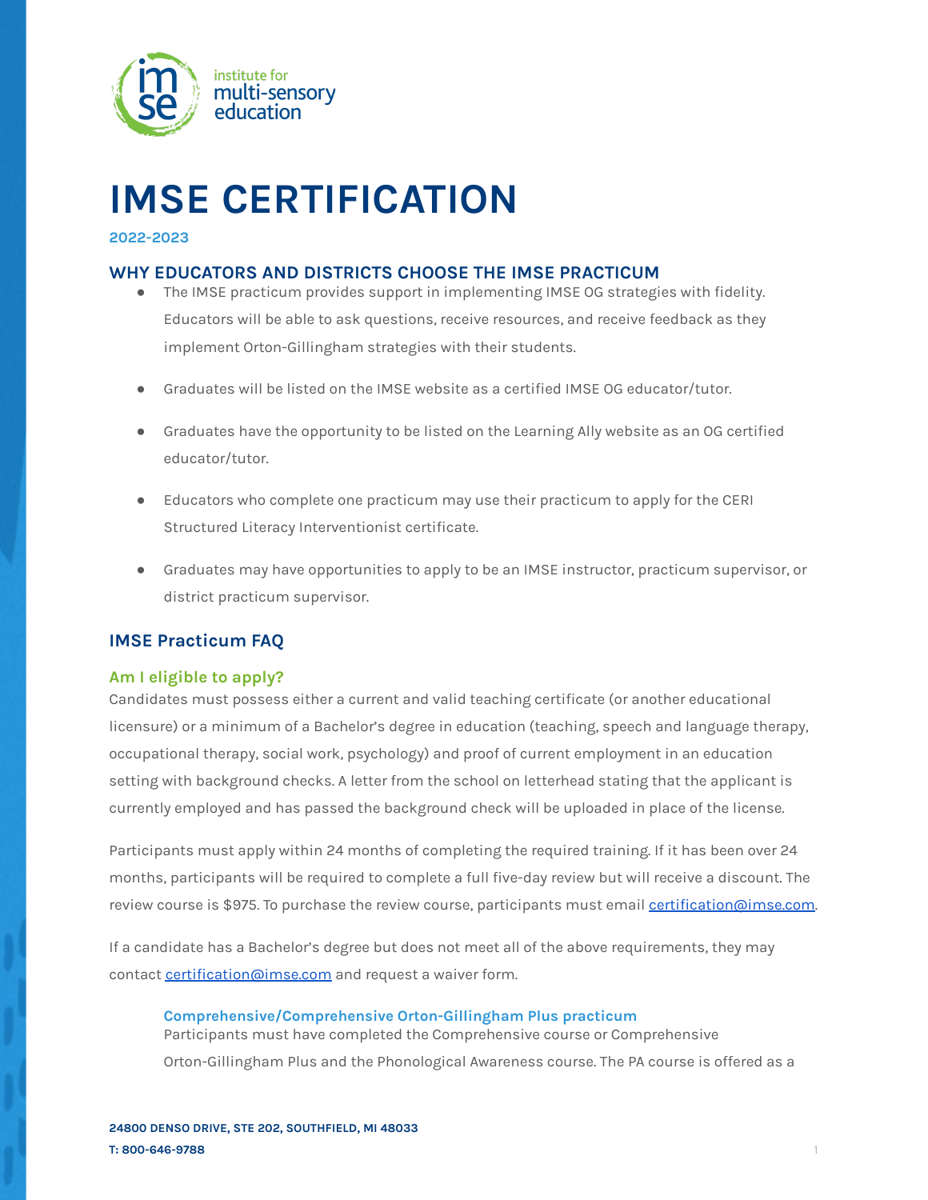# IMSE CERTIFICATION

**2022-2023**

## WHY EDUCATORS AND DISTRICTS CHOOSE THE IMSE PRACTICUM

- The IMSE practicum provides support in implementing IMSE OG strategies with fidelity. Educators will be able to ask questions, receive resources, and receive feedback as they implement Orton-Gillingham strategies with their students.
- Graduates will be listed on the IMSE website as a certified IMSE OG educator/tutor.
- Graduates have the opportunity to be listed on the Learning Ally website as an OG certified educator/tutor.
- Educators who complete one practicum may use their practicum to apply for the CERI Structured Literacy Interventionist certificate.
- Graduates may have opportunities to apply to be an IMSE instructor, practicum supervisor, or district practicum supervisor.

## IMSE Practicum FAQ

### Am I eligible to apply?

Candidates must possess either a current and valid teaching certificate (or another educational licensure) or a minimum of a Bachelor's degree in education (teaching, speech and language therapy, occupational therapy, social work, psychology) and proof of current employment in an education setting with background checks. A letter from the school on letterhead stating that the applicant is currently employed and has passed the background check will be uploaded in place of the license.

Participants must apply within 24 months of completing the required training. If it has been over 24 months, participants will be required to complete a full five-day review but will receive a discount. The review course is $975. To purchase the review course, participants must email certification@imse.com.

If a candidate has a Bachelor's degree but does not meet all of the above requirements, they may contact certification@imse.com and request a waiver form.

#### Comprehensive/Comprehensive Orton-Gillingham Plus practicum

Participants must have completed the Comprehensive course or Comprehensive Orton-Gillingham Plus and the Phonological Awareness course. The PA course is offered as a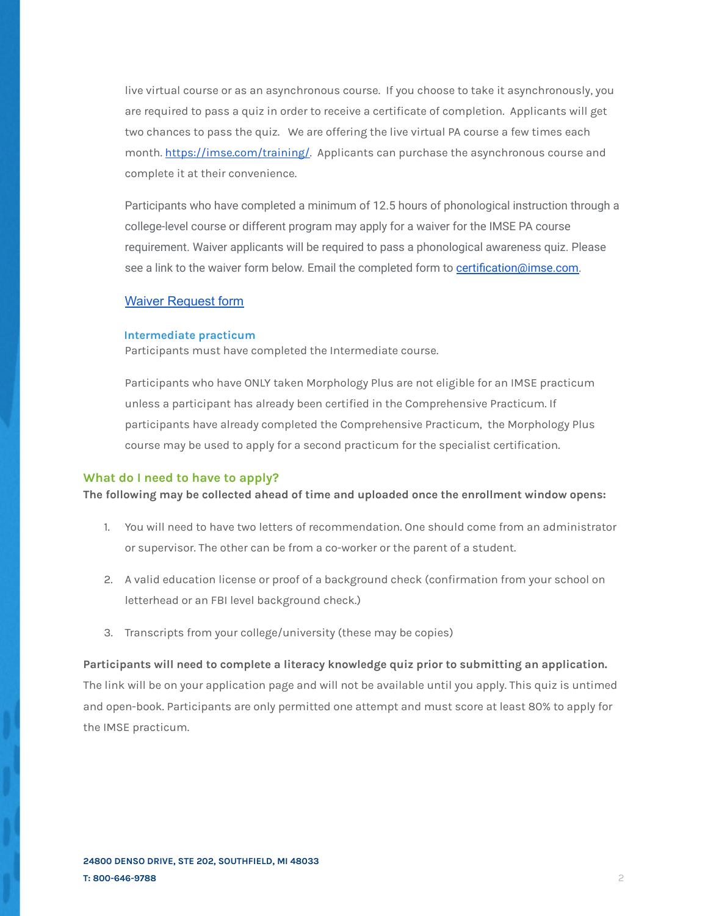live virtual course or as an asynchronous course. If you choose to take it asynchronously, you are required to pass a quiz in order to receive a certificate of completion. Applicants will get two chances to pass the quiz. We are offering the live virtual PA course a few times each month. https://imse.com/training/. Applicants can purchase the asynchronous course and complete it at their convenience.

Participants who have completed a minimum of 12.5 hours of phonological instruction through a college-level course or different program may apply for a waiver for the IMSE PA course requirement. Waiver applicants will be required to pass a phonological awareness quiz. Please see a link to the waiver form below. Email the completed form to certification@imse.com.

Waiver Request form

### Intermediate practicum

Participants must have completed the Intermediate course.

Participants who have ONLY taken Morphology Plus are not eligible for an IMSE practicum unless a participant has already been certified in the Comprehensive Practicum. If participants have already completed the Comprehensive Practicum, the Morphology Plus course may be used to apply for a second practicum for the specialist certification.

## What do I need to have to apply?

**The following may be collected ahead of time and uploaded once the enrollment window opens:**

1. You will need to have two letters of recommendation. One should come from an administrator or supervisor. The other can be from a co-worker or the parent of a student.
2. A valid education license or proof of a background check (confirmation from your school on letterhead or an FBI level background check.)
3. Transcripts from your college/university (these may be copies)

**Participants will need to complete a literacy knowledge quiz prior to submitting an application.** The link will be on your application page and will not be available until you apply. This quiz is untimed and open-book. Participants are only permitted one attempt and must score at least 80% to apply for the IMSE practicum.

**24800 DENSO DRIVE, STE 202, SOUTHFIELD, MI 48033**
**T: 800-646-9788**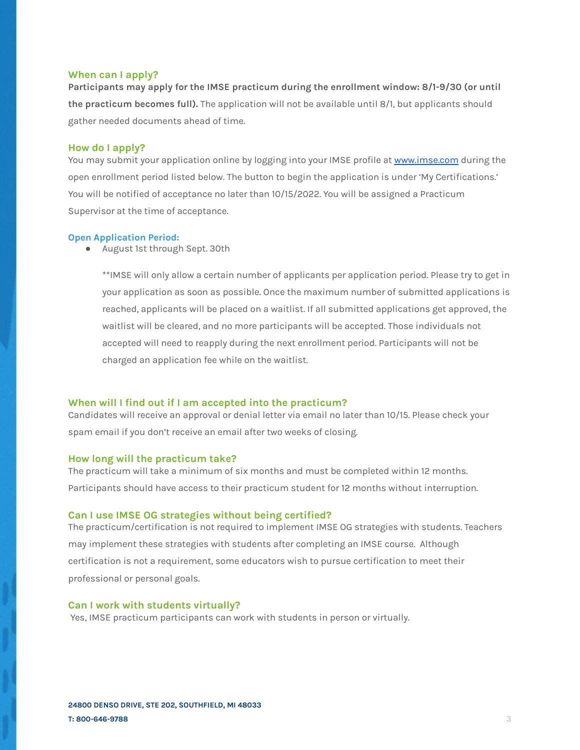### When can I apply?

**Participants may apply for the IMSE practicum during the enrollment window: 8/1-9/30 (or until the practicum becomes full).** The application will not be available until 8/1, but applicants should gather needed documents ahead of time.

### How do I apply?

You may submit your application online by logging into your IMSE profile at [www.imse.com](http://www.imse.com) during the open enrollment period listed below. The button to begin the application is under 'My Certifications.' You will be notified of acceptance no later than 10/15/2022. You will be assigned a Practicum Supervisor at the time of acceptance.

#### Open Application Period:

- August 1st through Sept. 30th

  **IMSE will only allow a certain number of applicants per application period. Please try to get in your application as soon as possible. Once the maximum number of submitted applications is reached, applicants will be placed on a waitlist. If all submitted applications get approved, the waitlist will be cleared, and no more participants will be accepted. Those individuals not accepted will need to reapply during the next enrollment period. Participants will not be charged an application fee while on the waitlist.

### When will I find out if I am accepted into the practicum?

Candidates will receive an approval or denial letter via email no later than 10/15. Please check your spam email if you don't receive an email after two weeks of closing.

### How long will the practicum take?

The practicum will take a minimum of six months and must be completed within 12 months. Participants should have access to their practicum student for 12 months without interruption.

### Can I use IMSE OG strategies without being certified?

The practicum/certification is not required to implement IMSE OG strategies with students. Teachers may implement these strategies with students after completing an IMSE course. Although certification is not a requirement, some educators wish to pursue certification to meet their professional or personal goals.

### Can I work with students virtually?

Yes, IMSE practicum participants can work with students in person or virtually.

**24800 DENSO DRIVE, STE 202, SOUTHFIELD, MI 48033**
**T: 800-646-9788**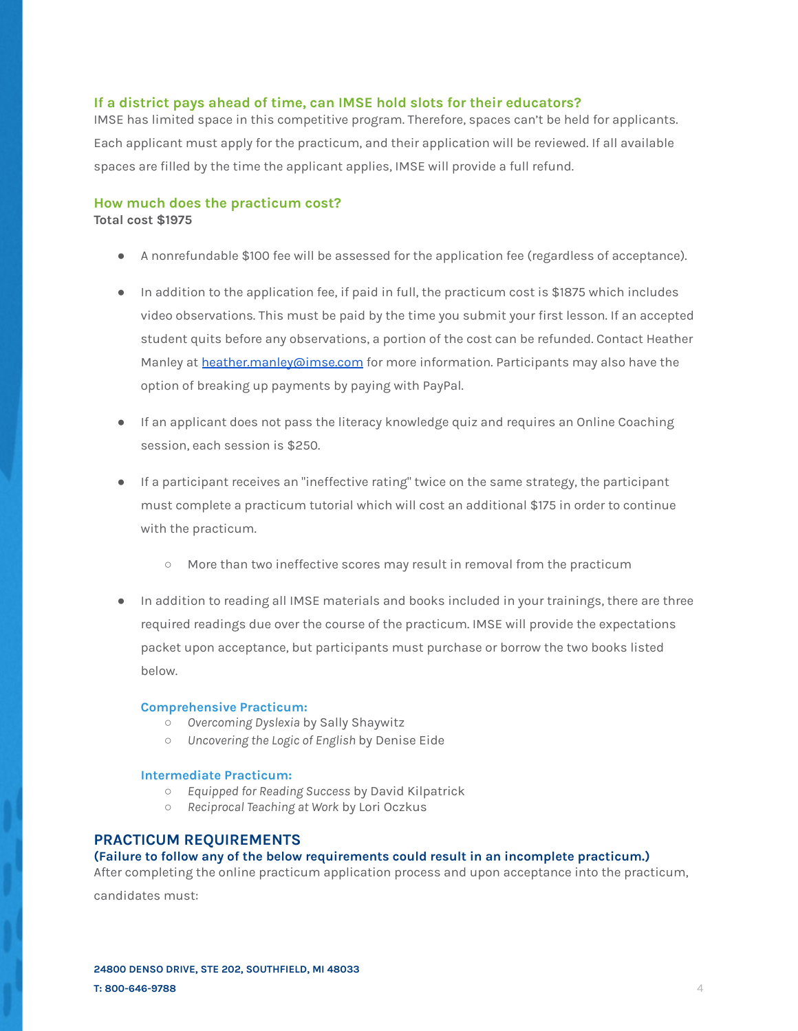### If a district pays ahead of time, can IMSE hold slots for their educators?

IMSE has limited space in this competitive program. Therefore, spaces can't be held for applicants. Each applicant must apply for the practicum, and their application will be reviewed. If all available spaces are filled by the time the applicant applies, IMSE will provide a full refund.

### How much does the practicum cost?

**Total cost $1975**

- A nonrefundable $100 fee will be assessed for the application fee (regardless of acceptance).
- In addition to the application fee, if paid in full, the practicum cost is $1875 which includes video observations. This must be paid by the time you submit your first lesson. If an accepted student quits before any observations, a portion of the cost can be refunded. Contact Heather Manley at heather.manley@imse.com for more information. Participants may also have the option of breaking up payments by paying with PayPal.
- If an applicant does not pass the literacy knowledge quiz and requires an Online Coaching session, each session is $250.
- If a participant receives an "ineffective rating" twice on the same strategy, the participant must complete a practicum tutorial which will cost an additional $175 in order to continue with the practicum.
  - More than two ineffective scores may result in removal from the practicum
- In addition to reading all IMSE materials and books included in your trainings, there are three required readings due over the course of the practicum. IMSE will provide the expectations packet upon acceptance, but participants must purchase or borrow the two books listed below.

  **Comprehensive Practicum:**
  - *Overcoming Dyslexia* by Sally Shaywitz
  - *Uncovering the Logic of English* by Denise Eide

  **Intermediate Practicum:**
  - *Equipped for Reading Success* by David Kilpatrick
  - *Reciprocal Teaching at Work* by Lori Oczkus

## PRACTICUM REQUIREMENTS

**(Failure to follow any of the below requirements could result in an incomplete practicum.)**

After completing the online practicum application process and upon acceptance into the practicum, candidates must: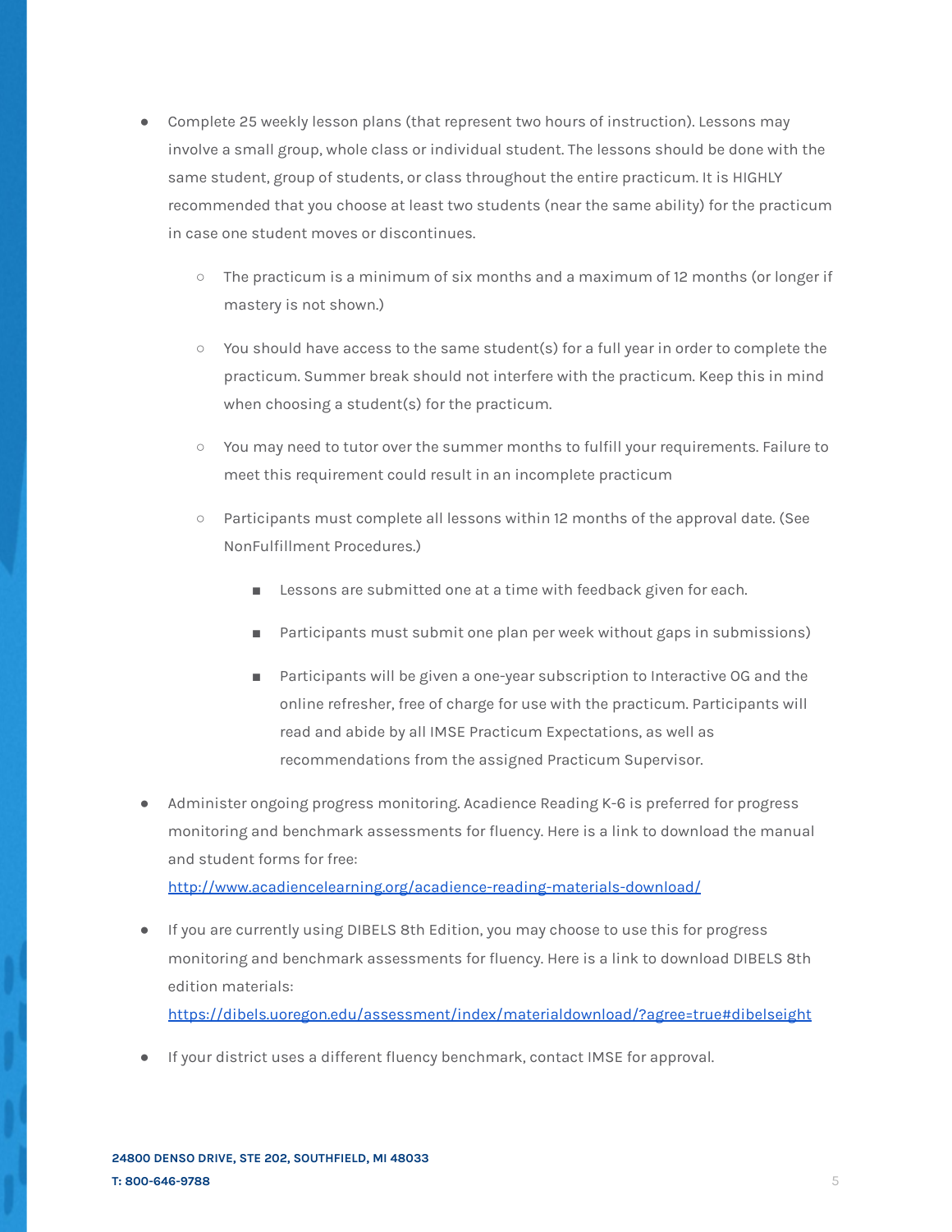- Complete 25 weekly lesson plans (that represent two hours of instruction). Lessons may involve a small group, whole class or individual student. The lessons should be done with the same student, group of students, or class throughout the entire practicum. It is HIGHLY recommended that you choose at least two students (near the same ability) for the practicum in case one student moves or discontinues.
    - The practicum is a minimum of six months and a maximum of 12 months (or longer if mastery is not shown.)
    - You should have access to the same student(s) for a full year in order to complete the practicum. Summer break should not interfere with the practicum. Keep this in mind when choosing a student(s) for the practicum.
    - You may need to tutor over the summer months to fulfill your requirements. Failure to meet this requirement could result in an incomplete practicum
    - Participants must complete all lessons within 12 months of the approval date. (See NonFulfillment Procedures.)
        - Lessons are submitted one at a time with feedback given for each.
        - Participants must submit one plan per week without gaps in submissions)
        - Participants will be given a one-year subscription to Interactive OG and the online refresher, free of charge for use with the practicum. Participants will read and abide by all IMSE Practicum Expectations, as well as recommendations from the assigned Practicum Supervisor.
- Administer ongoing progress monitoring. Acadience Reading K-6 is preferred for progress monitoring and benchmark assessments for fluency. Here is a link to download the manual and student forms for free: [http://www.acadiencelearning.org/acadience-reading-materials-download/](http://www.acadiencelearning.org/acadience-reading-materials-download/)
- If you are currently using DIBELS 8th Edition, you may choose to use this for progress monitoring and benchmark assessments for fluency. Here is a link to download DIBELS 8th edition materials: [https://dibels.uoregon.edu/assessment/index/materialdownload/?agree=true#dibelseight](https://dibels.uoregon.edu/assessment/index/materialdownload/?agree=true#dibelseight)
- If your district uses a different fluency benchmark, contact IMSE for approval.

**24800 DENSO DRIVE, STE 202, SOUTHFIELD, MI 48033**
**T: 800-646-9788**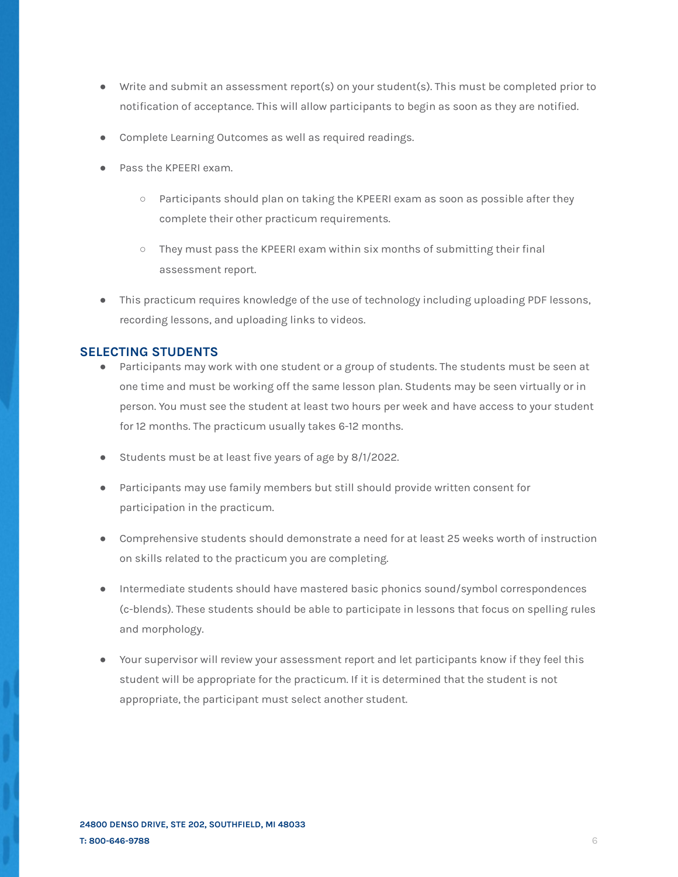- Write and submit an assessment report(s) on your student(s). This must be completed prior to notification of acceptance. This will allow participants to begin as soon as they are notified.
- Complete Learning Outcomes as well as required readings.
- Pass the KPEERI exam.
  - Participants should plan on taking the KPEERI exam as soon as possible after they complete their other practicum requirements.
  - They must pass the KPEERI exam within six months of submitting their final assessment report.
- This practicum requires knowledge of the use of technology including uploading PDF lessons, recording lessons, and uploading links to videos.

## SELECTING STUDENTS

- Participants may work with one student or a group of students. The students must be seen at one time and must be working off the same lesson plan. Students may be seen virtually or in person. You must see the student at least two hours per week and have access to your student for 12 months. The practicum usually takes 6-12 months.
- Students must be at least five years of age by 8/1/2022.
- Participants may use family members but still should provide written consent for participation in the practicum.
- Comprehensive students should demonstrate a need for at least 25 weeks worth of instruction on skills related to the practicum you are completing.
- Intermediate students should have mastered basic phonics sound/symbol correspondences (c-blends). These students should be able to participate in lessons that focus on spelling rules and morphology.
- Your supervisor will review your assessment report and let participants know if they feel this student will be appropriate for the practicum. If it is determined that the student is not appropriate, the participant must select another student.

**24800 DENSO DRIVE, STE 202, SOUTHFIELD, MI 48033**
**T: 800-646-9788**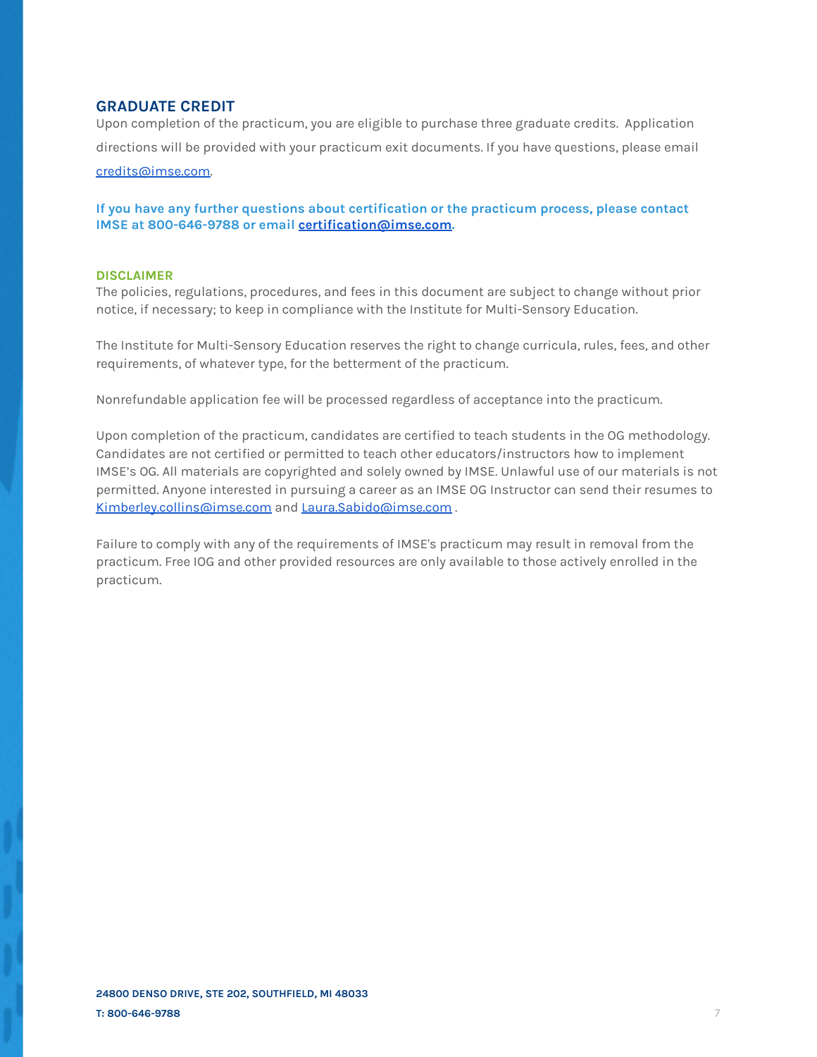## GRADUATE CREDIT

Upon completion of the practicum, you are eligible to purchase three graduate credits. Application directions will be provided with your practicum exit documents. If you have questions, please email credits@imse.com.

**If you have any further questions about certification or the practicum process, please contact IMSE at 800-646-9788 or email certification@imse.com.**

## DISCLAIMER

The policies, regulations, procedures, and fees in this document are subject to change without prior notice, if necessary; to keep in compliance with the Institute for Multi-Sensory Education.

The Institute for Multi-Sensory Education reserves the right to change curricula, rules, fees, and other requirements, of whatever type, for the betterment of the practicum.

Nonrefundable application fee will be processed regardless of acceptance into the practicum.

Upon completion of the practicum, candidates are certified to teach students in the OG methodology. Candidates are not certified or permitted to teach other educators/instructors how to implement IMSE's OG. All materials are copyrighted and solely owned by IMSE. Unlawful use of our materials is not permitted. Anyone interested in pursuing a career as an IMSE OG Instructor can send their resumes to Kimberley.collins@imse.com and Laura.Sabido@imse.com .

Failure to comply with any of the requirements of IMSE's practicum may result in removal from the practicum. Free IOG and other provided resources are only available to those actively enrolled in the practicum.

**24800 DENSO DRIVE, STE 202, SOUTHFIELD, MI 48033**

**T: 800-646-9788**